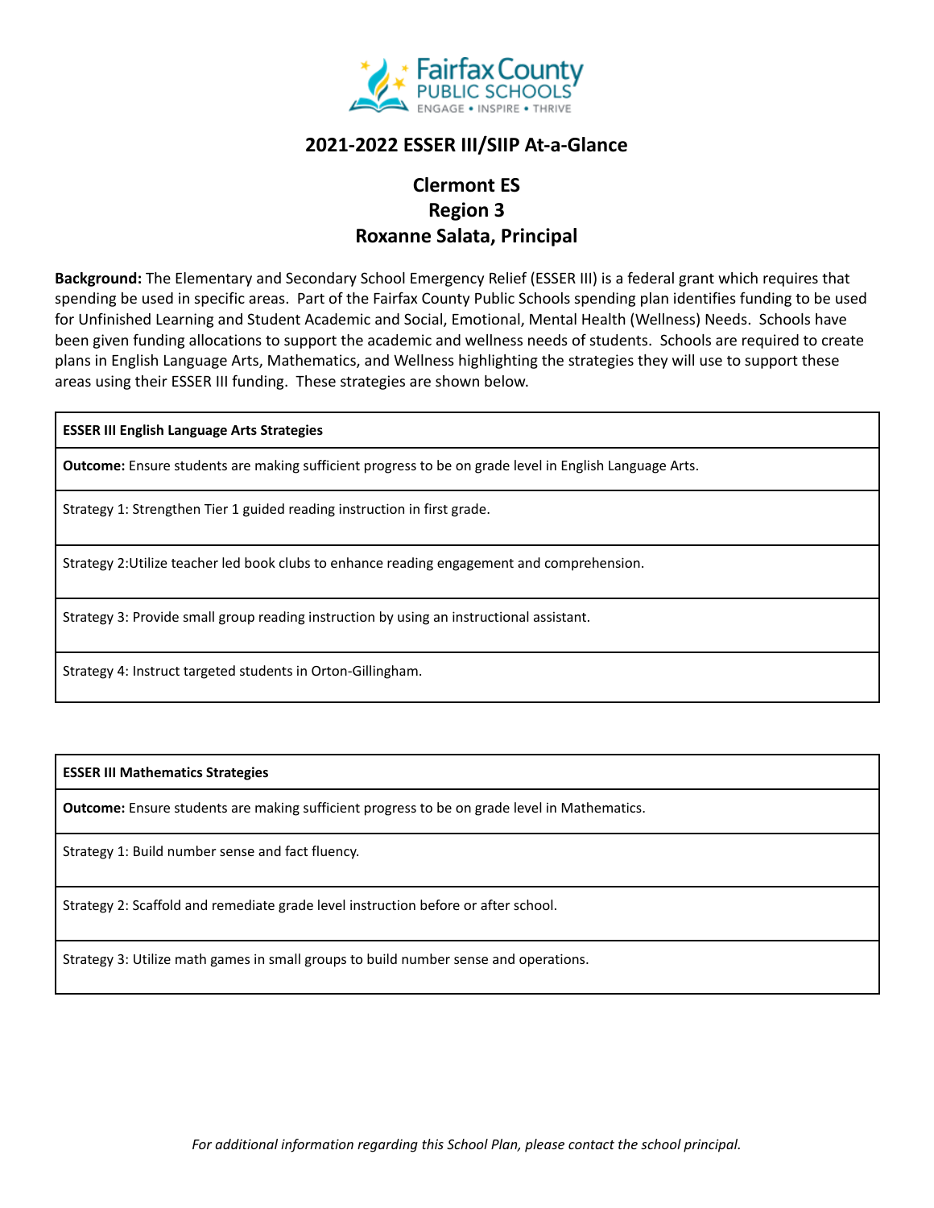# 2021-2022 ESSER III/SIIP At-a-Glance

## Clermont ES
## Region 3
## Roxanne Salata, Principal

**Background:** The Elementary and Secondary School Emergency Relief (ESSER III) is a federal grant which requires that spending be used in specific areas. Part of the Fairfax County Public Schools spending plan identifies funding to be used for Unfinished Learning and Student Academic and Social, Emotional, Mental Health (Wellness) Needs. Schools have been given funding allocations to support the academic and wellness needs of students. Schools are required to create plans in English Language Arts, Mathematics, and Wellness highlighting the strategies they will use to support these areas using their ESSER III funding. These strategies are shown below.

| **ESSER III English Language Arts Strategies** |
|---|
| **Outcome:** Ensure students are making sufficient progress to be on grade level in English Language Arts. |
| Strategy 1: Strengthen Tier 1 guided reading instruction in first grade. |
| Strategy 2:Utilize teacher led book clubs to enhance reading engagement and comprehension. |
| Strategy 3: Provide small group reading instruction by using an instructional assistant. |
| Strategy 4: Instruct targeted students in Orton-Gillingham. |

| **ESSER III Mathematics Strategies** |
|---|
| **Outcome:** Ensure students are making sufficient progress to be on grade level in Mathematics. |
| Strategy 1: Build number sense and fact fluency. |
| Strategy 2: Scaffold and remediate grade level instruction before or after school. |
| Strategy 3: Utilize math games in small groups to build number sense and operations. |

*For additional information regarding this School Plan, please contact the school principal.*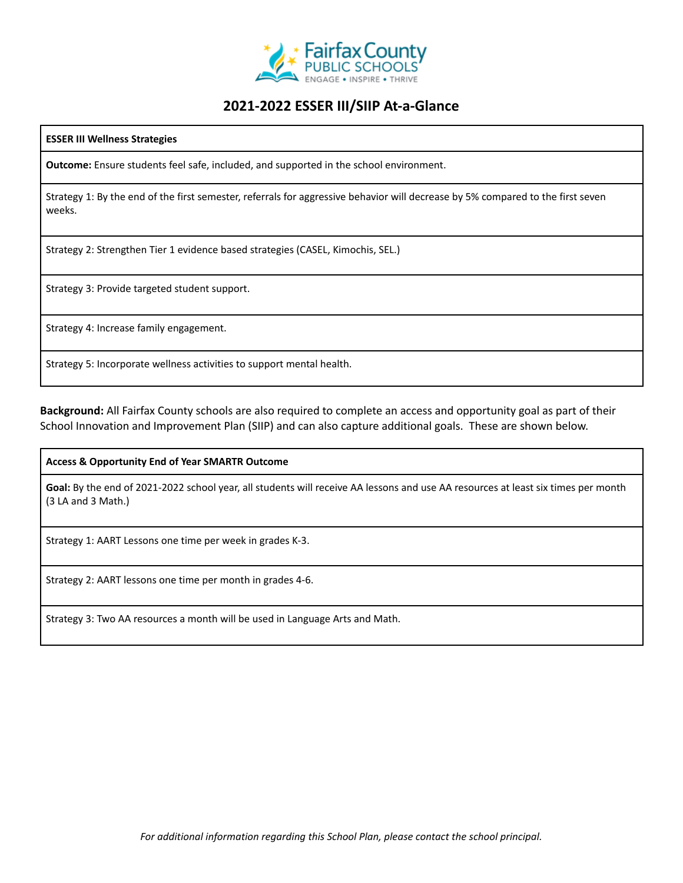Fairfax County PUBLIC SCHOOLS
ENGAGE • INSPIRE • THRIVE

# 2021-2022 ESSER III/SIIP At-a-Glance

| **ESSER III Wellness Strategies** |
| --- |
| **Outcome:** Ensure students feel safe, included, and supported in the school environment. |
| Strategy 1: By the end of the first semester, referrals for aggressive behavior will decrease by 5% compared to the first seven weeks. |
| Strategy 2: Strengthen Tier 1 evidence based strategies (CASEL, Kimochis, SEL.) |
| Strategy 3: Provide targeted student support. |
| Strategy 4: Increase family engagement. |
| Strategy 5: Incorporate wellness activities to support mental health. |

**Background:** All Fairfax County schools are also required to complete an access and opportunity goal as part of their School Innovation and Improvement Plan (SIIP) and can also capture additional goals. These are shown below.

| **Access & Opportunity End of Year SMARTR Outcome** |
| --- |
| **Goal:** By the end of 2021-2022 school year, all students will receive AA lessons and use AA resources at least six times per month (3 LA and 3 Math.) |
| Strategy 1: AART Lessons one time per week in grades K-3. |
| Strategy 2: AART lessons one time per month in grades 4-6. |
| Strategy 3: Two AA resources a month will be used in Language Arts and Math. |

*For additional information regarding this School Plan, please contact the school principal.*